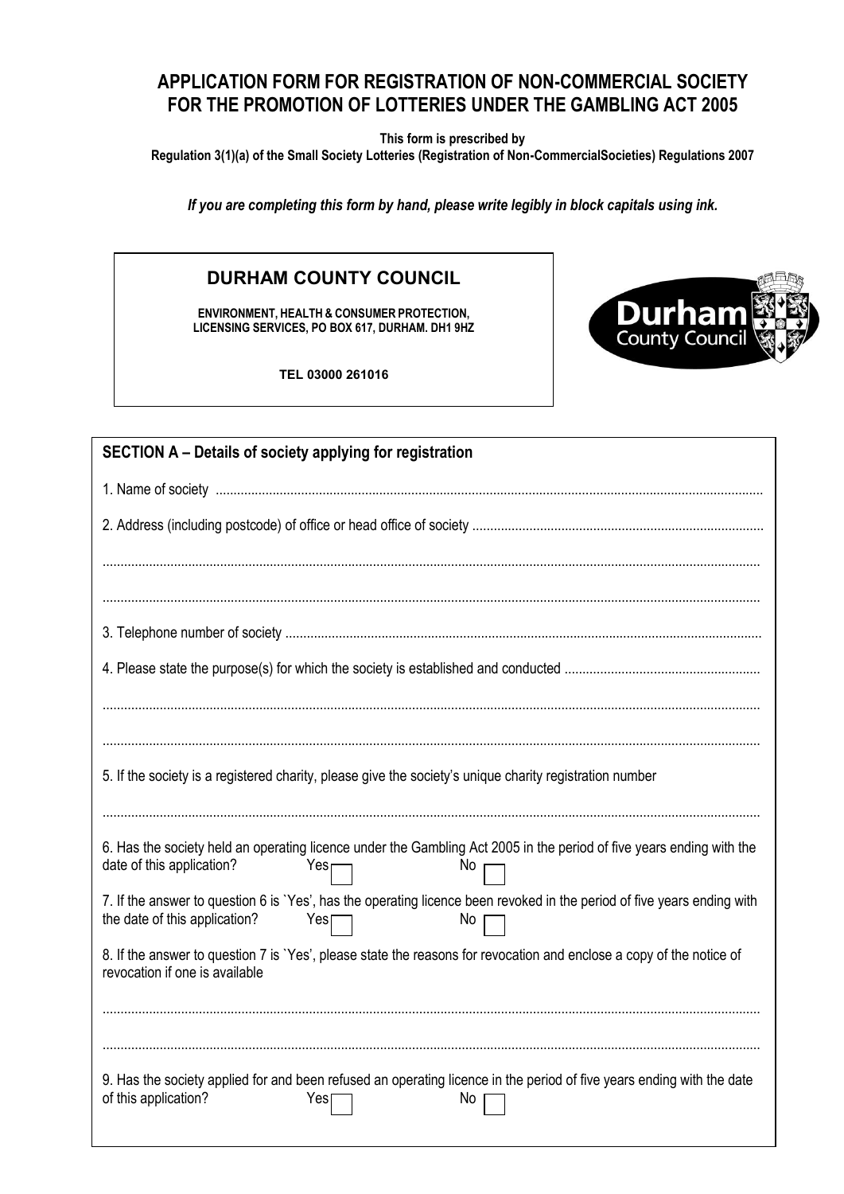# APPLICATION FORM FOR REGISTRATION OF NON-COMMERCIAL SOCIETY FOR THE PROMOTION OF LOTTERIES UNDER THE GAMBLING ACT 2005

**This form is prescribed by**
**Regulation 3(1)(a) of the Small Society Lotteries (Registration of Non-CommercialSocieties) Regulations 2007**

***If you are completing this form by hand, please write legibly in block capitals using ink.***

**DURHAM COUNTY COUNCIL**

**ENVIRONMENT, HEALTH & CONSUMER PROTECTION, LICENSING SERVICES, PO BOX 617, DURHAM. DH1 9HZ**

**TEL 03000 261016**

## SECTION A – Details of society applying for registration

1. Name of society ..........................................................................................................................................

2. Address (including postcode) of office or head office of society ..................................................................

..........................................................................................................................................................

..........................................................................................................................................................

3. Telephone number of society ....................................................................................................................

4. Please state the purpose(s) for which the society is established and conducted ........................................

..........................................................................................................................................................

..........................................................................................................................................................

5. If the society is a registered charity, please give the society's unique charity registration number

..........................................................................................................................................................

6. Has the society held an operating licence under the Gambling Act 2005 in the period of five years ending with the date of this application? Yes ☐ No ☐

7. If the answer to question 6 is `Yes', has the operating licence been revoked in the period of five years ending with the date of this application? Yes ☐ No ☐

8. If the answer to question 7 is `Yes', please state the reasons for revocation and enclose a copy of the notice of revocation if one is available

..........................................................................................................................................................

..........................................................................................................................................................

9. Has the society applied for and been refused an operating licence in the period of five years ending with the date of this application? Yes ☐ No ☐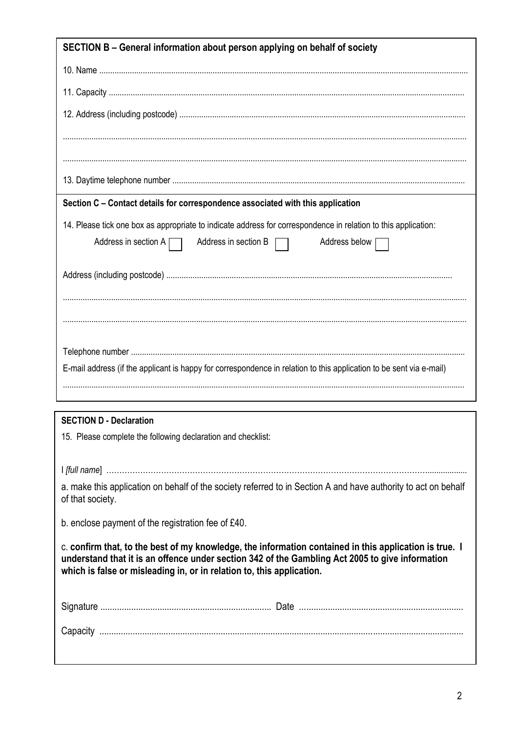## SECTION B – General information about person applying on behalf of society

10. Name ..........................................................................................................................................................

11. Capacity .....................................................................................................................................................

12. Address (including postcode) ....................................................................................................................

.........................................................................................................................................................................

.........................................................................................................................................................................

13. Daytime telephone number ........................................................................................................................

## Section C – Contact details for correspondence associated with this application

14. Please tick one box as appropriate to indicate address for correspondence in relation to this application:

Address in section A ☐ Address in section B ☐ Address below ☐

Address (including postcode) ..........................................................................................................................

.........................................................................................................................................................................

.........................................................................................................................................................................

Telephone number ...........................................................................................................................................

E-mail address (if the applicant is happy for correspondence in relation to this application to be sent via e-mail)

.........................................................................................................................................................................

## SECTION D - Declaration

15. Please complete the following declaration and checklist:

I *[full name]* ......................................................................................................................................................

a. make this application on behalf of the society referred to in Section A and have authority to act on behalf of that society.

b. enclose payment of the registration fee of £40.

c. **confirm that, to the best of my knowledge, the information contained in this application is true. I understand that it is an offence under section 342 of the Gambling Act 2005 to give information which is false or misleading in, or in relation to, this application.**

Signature ........................................................................ Date .....................................................................

Capacity ..........................................................................................................................................................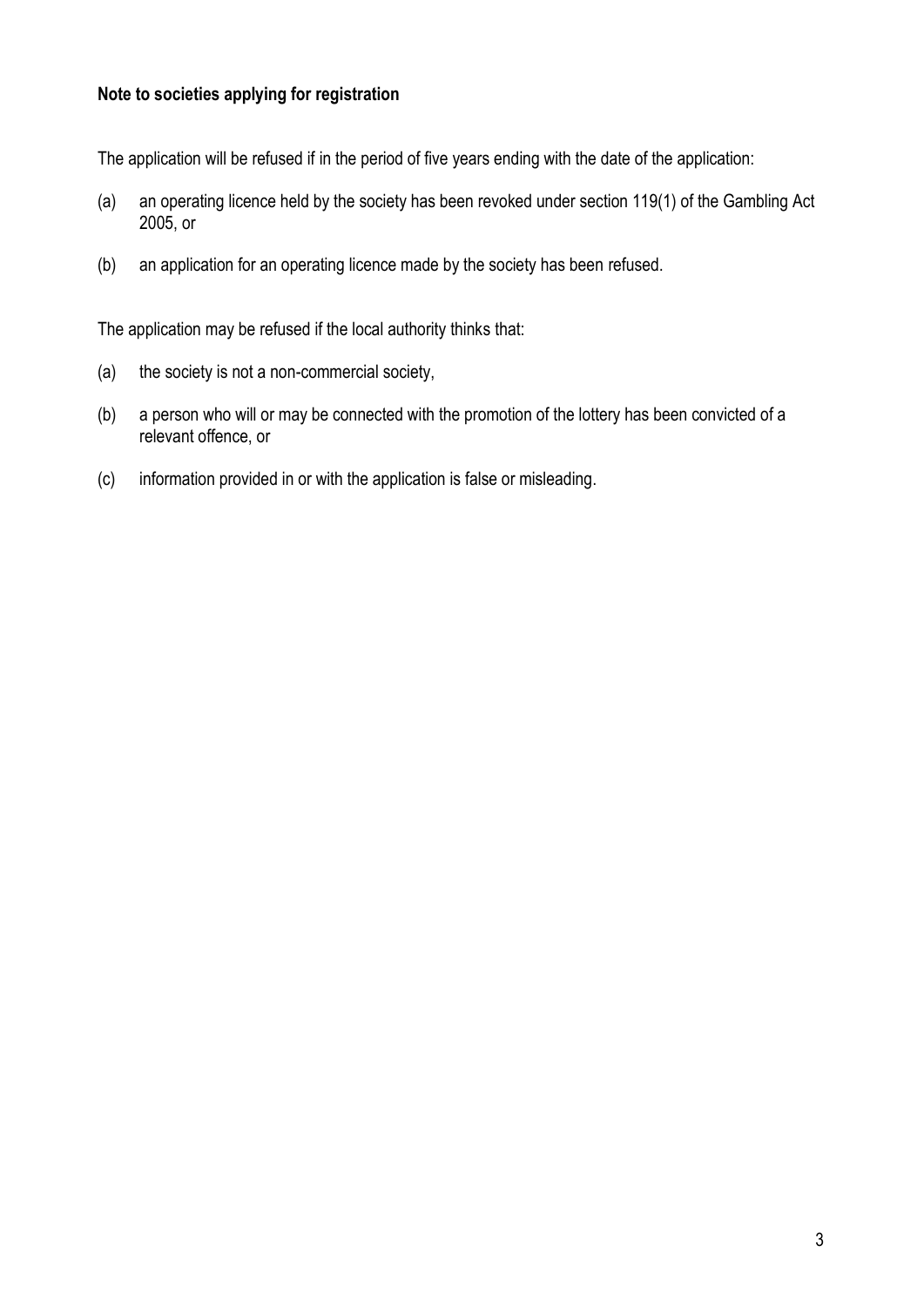**Note to societies applying for registration**

The application will be refused if in the period of five years ending with the date of the application:

(a) an operating licence held by the society has been revoked under section 119(1) of the Gambling Act 2005, or

(b) an application for an operating licence made by the society has been refused.

The application may be refused if the local authority thinks that:

(a) the society is not a non-commercial society,

(b) a person who will or may be connected with the promotion of the lottery has been convicted of a relevant offence, or

(c) information provided in or with the application is false or misleading.